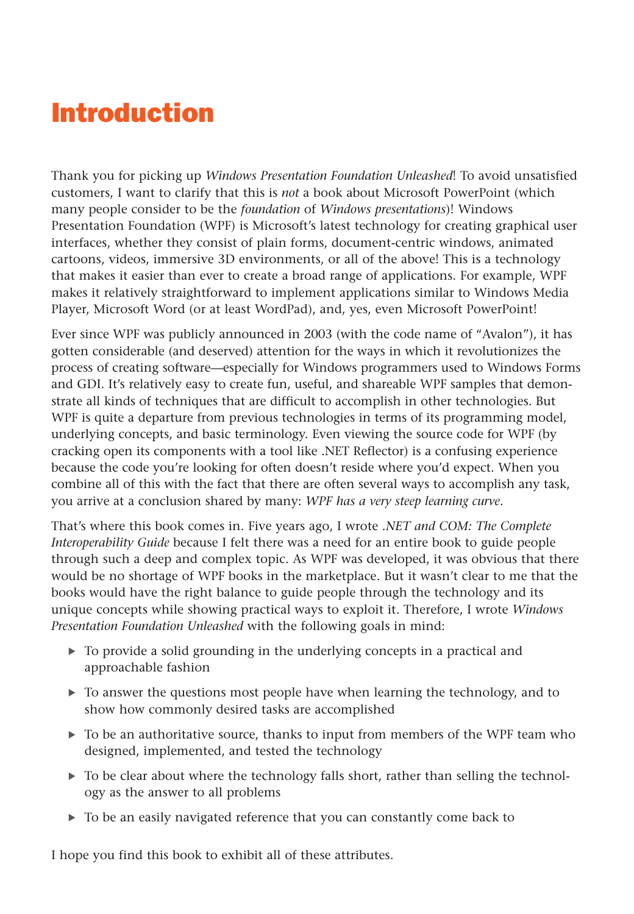# Introduction

Thank you for picking up *Windows Presentation Foundation Unleashed*! To avoid unsatisfied customers, I want to clarify that this is *not* a book about Microsoft PowerPoint (which many people consider to be the *foundation* of *Windows presentations*)! Windows Presentation Foundation (WPF) is Microsoft's latest technology for creating graphical user interfaces, whether they consist of plain forms, document-centric windows, animated cartoons, videos, immersive 3D environments, or all of the above! This is a technology that makes it easier than ever to create a broad range of applications. For example, WPF makes it relatively straightforward to implement applications similar to Windows Media Player, Microsoft Word (or at least WordPad), and, yes, even Microsoft PowerPoint!

Ever since WPF was publicly announced in 2003 (with the code name of "Avalon"), it has gotten considerable (and deserved) attention for the ways in which it revolutionizes the process of creating software—especially for Windows programmers used to Windows Forms and GDI. It's relatively easy to create fun, useful, and shareable WPF samples that demonstrate all kinds of techniques that are difficult to accomplish in other technologies. But WPF is quite a departure from previous technologies in terms of its programming model, underlying concepts, and basic terminology. Even viewing the source code for WPF (by cracking open its components with a tool like .NET Reflector) is a confusing experience because the code you're looking for often doesn't reside where you'd expect. When you combine all of this with the fact that there are often several ways to accomplish any task, you arrive at a conclusion shared by many: *WPF has a very steep learning curve*.

That's where this book comes in. Five years ago, I wrote *.NET and COM: The Complete Interoperability Guide* because I felt there was a need for an entire book to guide people through such a deep and complex topic. As WPF was developed, it was obvious that there would be no shortage of WPF books in the marketplace. But it wasn't clear to me that the books would have the right balance to guide people through the technology and its unique concepts while showing practical ways to exploit it. Therefore, I wrote *Windows Presentation Foundation Unleashed* with the following goals in mind:

- To provide a solid grounding in the underlying concepts in a practical and approachable fashion
- To answer the questions most people have when learning the technology, and to show how commonly desired tasks are accomplished
- To be an authoritative source, thanks to input from members of the WPF team who designed, implemented, and tested the technology
- To be clear about where the technology falls short, rather than selling the technology as the answer to all problems
- To be an easily navigated reference that you can constantly come back to

I hope you find this book to exhibit all of these attributes.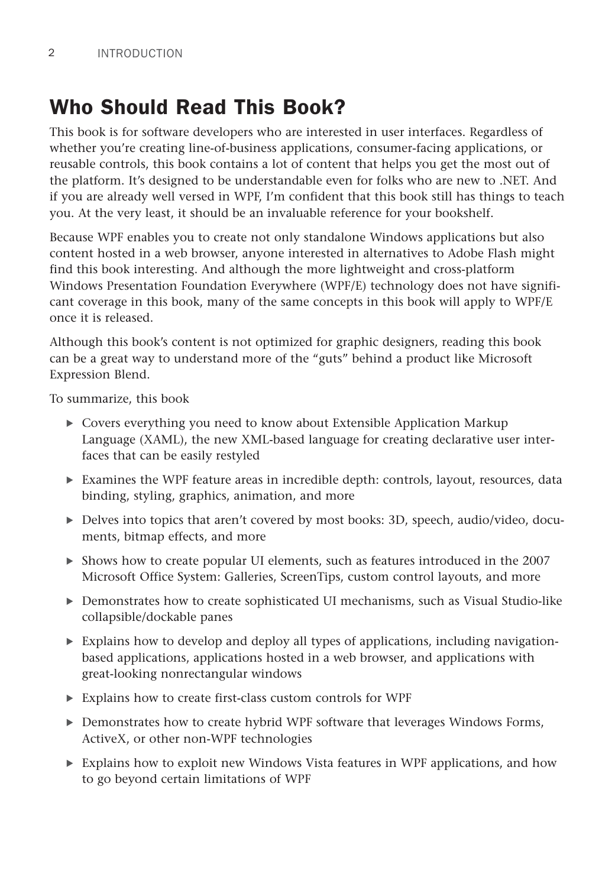## Who Should Read This Book?

This book is for software developers who are interested in user interfaces. Regardless of whether you're creating line-of-business applications, consumer-facing applications, or reusable controls, this book contains a lot of content that helps you get the most out of the platform. It's designed to be understandable even for folks who are new to .NET. And if you are already well versed in WPF, I'm confident that this book still has things to teach you. At the very least, it should be an invaluable reference for your bookshelf.

Because WPF enables you to create not only standalone Windows applications but also content hosted in a web browser, anyone interested in alternatives to Adobe Flash might find this book interesting. And although the more lightweight and cross-platform Windows Presentation Foundation Everywhere (WPF/E) technology does not have significant coverage in this book, many of the same concepts in this book will apply to WPF/E once it is released.

Although this book's content is not optimized for graphic designers, reading this book can be a great way to understand more of the "guts" behind a product like Microsoft Expression Blend.

To summarize, this book

- Covers everything you need to know about Extensible Application Markup Language (XAML), the new XML-based language for creating declarative user interfaces that can be easily restyled
- Examines the WPF feature areas in incredible depth: controls, layout, resources, data binding, styling, graphics, animation, and more
- Delves into topics that aren't covered by most books: 3D, speech, audio/video, documents, bitmap effects, and more
- Shows how to create popular UI elements, such as features introduced in the 2007 Microsoft Office System: Galleries, ScreenTips, custom control layouts, and more
- Demonstrates how to create sophisticated UI mechanisms, such as Visual Studio-like collapsible/dockable panes
- Explains how to develop and deploy all types of applications, including navigation-based applications, applications hosted in a web browser, and applications with great-looking nonrectangular windows
- Explains how to create first-class custom controls for WPF
- Demonstrates how to create hybrid WPF software that leverages Windows Forms, ActiveX, or other non-WPF technologies
- Explains how to exploit new Windows Vista features in WPF applications, and how to go beyond certain limitations of WPF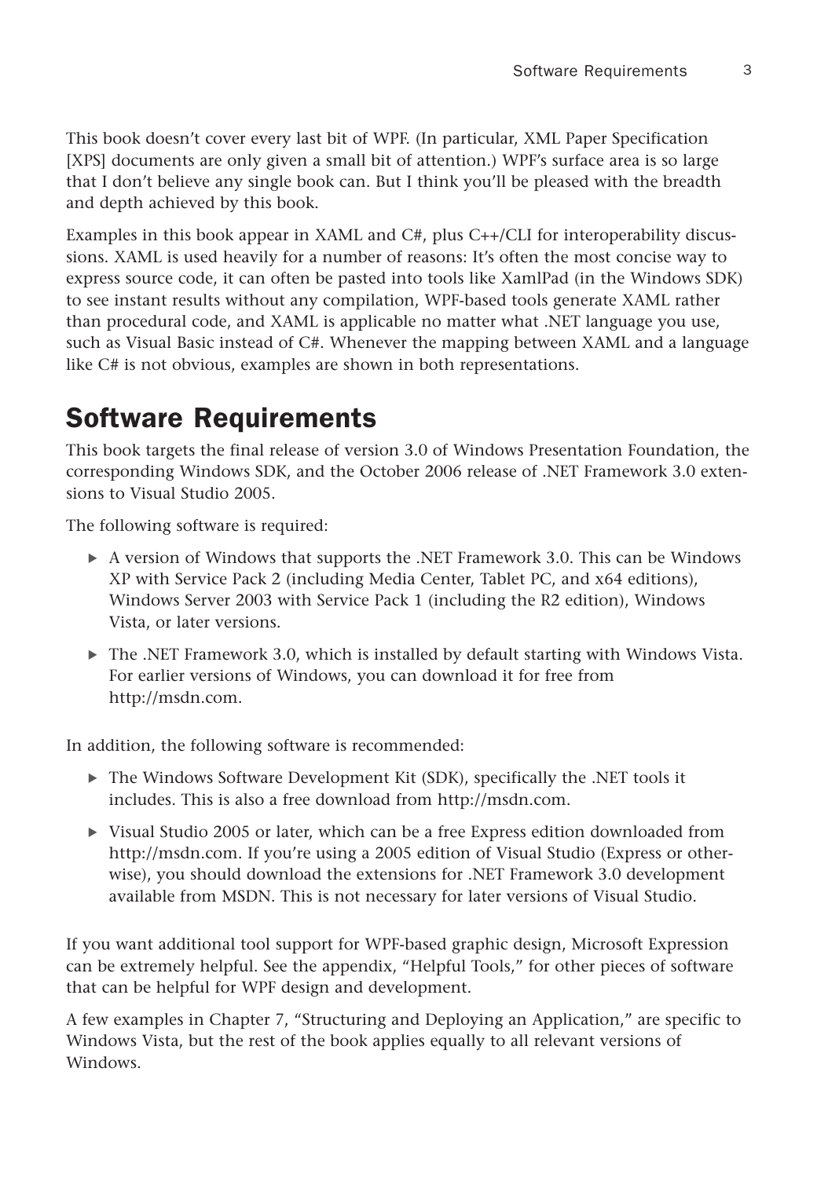This book doesn't cover every last bit of WPF. (In particular, XML Paper Specification [XPS] documents are only given a small bit of attention.) WPF's surface area is so large that I don't believe any single book can. But I think you'll be pleased with the breadth and depth achieved by this book.

Examples in this book appear in XAML and C#, plus C++/CLI for interoperability discussions. XAML is used heavily for a number of reasons: It's often the most concise way to express source code, it can often be pasted into tools like XamlPad (in the Windows SDK) to see instant results without any compilation, WPF-based tools generate XAML rather than procedural code, and XAML is applicable no matter what .NET language you use, such as Visual Basic instead of C#. Whenever the mapping between XAML and a language like C# is not obvious, examples are shown in both representations.

## Software Requirements

This book targets the final release of version 3.0 of Windows Presentation Foundation, the corresponding Windows SDK, and the October 2006 release of .NET Framework 3.0 extensions to Visual Studio 2005.

The following software is required:

- A version of Windows that supports the .NET Framework 3.0. This can be Windows XP with Service Pack 2 (including Media Center, Tablet PC, and x64 editions), Windows Server 2003 with Service Pack 1 (including the R2 edition), Windows Vista, or later versions.
- The .NET Framework 3.0, which is installed by default starting with Windows Vista. For earlier versions of Windows, you can download it for free from http://msdn.com.

In addition, the following software is recommended:

- The Windows Software Development Kit (SDK), specifically the .NET tools it includes. This is also a free download from http://msdn.com.
- Visual Studio 2005 or later, which can be a free Express edition downloaded from http://msdn.com. If you're using a 2005 edition of Visual Studio (Express or otherwise), you should download the extensions for .NET Framework 3.0 development available from MSDN. This is not necessary for later versions of Visual Studio.

If you want additional tool support for WPF-based graphic design, Microsoft Expression can be extremely helpful. See the appendix, "Helpful Tools," for other pieces of software that can be helpful for WPF design and development.

A few examples in Chapter 7, "Structuring and Deploying an Application," are specific to Windows Vista, but the rest of the book applies equally to all relevant versions of Windows.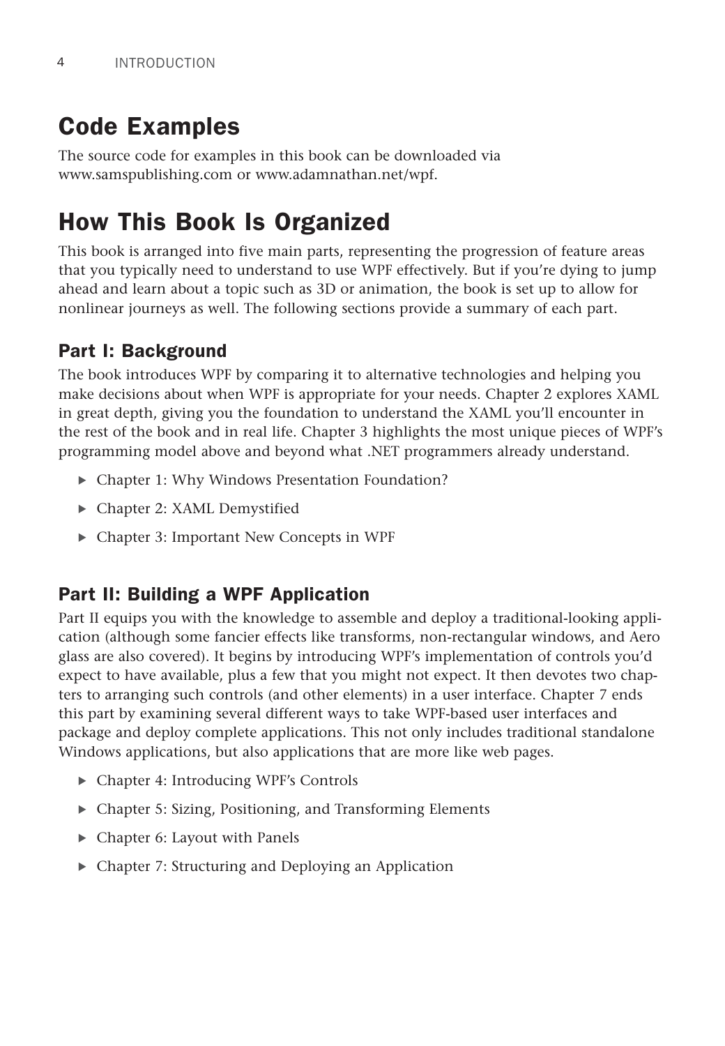## Code Examples

The source code for examples in this book can be downloaded via www.samspublishing.com or www.adamnathan.net/wpf.

## How This Book Is Organized

This book is arranged into five main parts, representing the progression of feature areas that you typically need to understand to use WPF effectively. But if you're dying to jump ahead and learn about a topic such as 3D or animation, the book is set up to allow for nonlinear journeys as well. The following sections provide a summary of each part.

### Part I: Background

The book introduces WPF by comparing it to alternative technologies and helping you make decisions about when WPF is appropriate for your needs. Chapter 2 explores XAML in great depth, giving you the foundation to understand the XAML you'll encounter in the rest of the book and in real life. Chapter 3 highlights the most unique pieces of WPF's programming model above and beyond what .NET programmers already understand.

- Chapter 1: Why Windows Presentation Foundation?
- Chapter 2: XAML Demystified
- Chapter 3: Important New Concepts in WPF

### Part II: Building a WPF Application

Part II equips you with the knowledge to assemble and deploy a traditional-looking application (although some fancier effects like transforms, non-rectangular windows, and Aero glass are also covered). It begins by introducing WPF's implementation of controls you'd expect to have available, plus a few that you might not expect. It then devotes two chapters to arranging such controls (and other elements) in a user interface. Chapter 7 ends this part by examining several different ways to take WPF-based user interfaces and package and deploy complete applications. This not only includes traditional standalone Windows applications, but also applications that are more like web pages.

- Chapter 4: Introducing WPF's Controls
- Chapter 5: Sizing, Positioning, and Transforming Elements
- Chapter 6: Layout with Panels
- Chapter 7: Structuring and Deploying an Application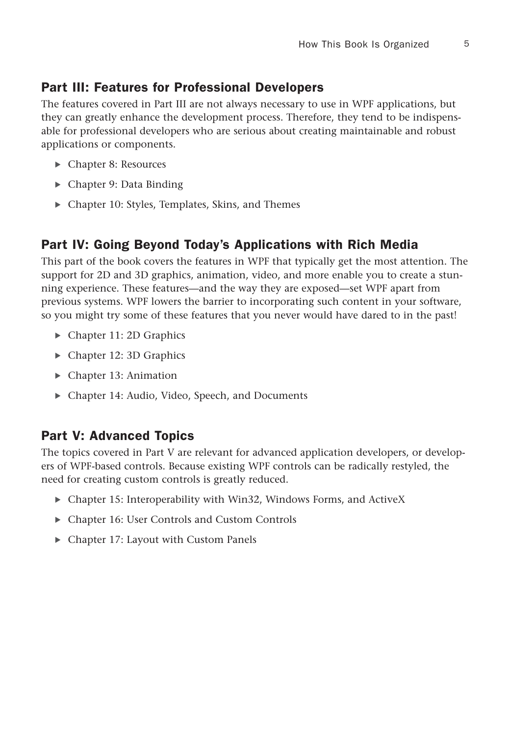## Part III: Features for Professional Developers

The features covered in Part III are not always necessary to use in WPF applications, but they can greatly enhance the development process. Therefore, they tend to be indispensable for professional developers who are serious about creating maintainable and robust applications or components.

- Chapter 8: Resources
- Chapter 9: Data Binding
- Chapter 10: Styles, Templates, Skins, and Themes

## Part IV: Going Beyond Today's Applications with Rich Media

This part of the book covers the features in WPF that typically get the most attention. The support for 2D and 3D graphics, animation, video, and more enable you to create a stunning experience. These features—and the way they are exposed—set WPF apart from previous systems. WPF lowers the barrier to incorporating such content in your software, so you might try some of these features that you never would have dared to in the past!

- Chapter 11: 2D Graphics
- Chapter 12: 3D Graphics
- Chapter 13: Animation
- Chapter 14: Audio, Video, Speech, and Documents

## Part V: Advanced Topics

The topics covered in Part V are relevant for advanced application developers, or developers of WPF-based controls. Because existing WPF controls can be radically restyled, the need for creating custom controls is greatly reduced.

- Chapter 15: Interoperability with Win32, Windows Forms, and ActiveX
- Chapter 16: User Controls and Custom Controls
- Chapter 17: Layout with Custom Panels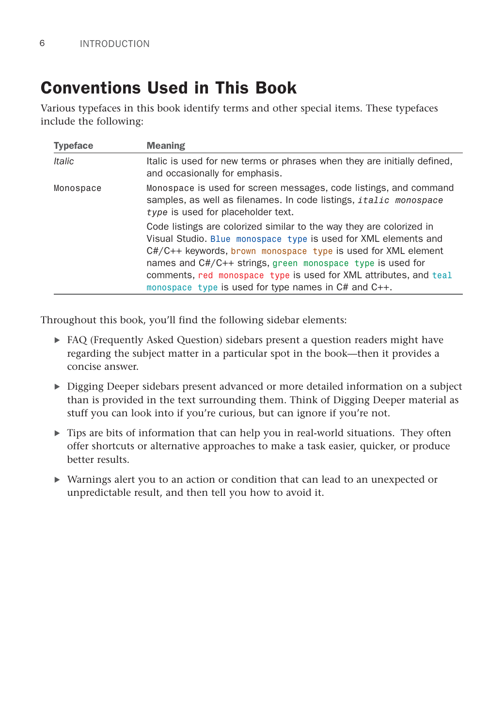# Conventions Used in This Book

Various typefaces in this book identify terms and other special items. These typefaces include the following:

| Typeface | Meaning |
| --- | --- |
| *Italic* | Italic is used for new terms or phrases when they are initially defined, and occasionally for emphasis. |
| `Monospace` | `Monospace` is used for screen messages, code listings, and command samples, as well as filenames. In code listings, *`italic monospace type`* is used for placeholder text. |
| | Code listings are colorized similar to the way they are colorized in Visual Studio. `Blue monospace type` is used for XML elements and C#/C++ keywords, `brown monospace type` is used for XML element names and C#/C++ strings, `green monospace type` is used for comments, `red monospace type` is used for XML attributes, and `teal monospace type` is used for type names in C# and C++. |

Throughout this book, you'll find the following sidebar elements:

- FAQ (Frequently Asked Question) sidebars present a question readers might have regarding the subject matter in a particular spot in the book—then it provides a concise answer.
- Digging Deeper sidebars present advanced or more detailed information on a subject than is provided in the text surrounding them. Think of Digging Deeper material as stuff you can look into if you're curious, but can ignore if you're not.
- Tips are bits of information that can help you in real-world situations. They often offer shortcuts or alternative approaches to make a task easier, quicker, or produce better results.
- Warnings alert you to an action or condition that can lead to an unexpected or unpredictable result, and then tell you how to avoid it.